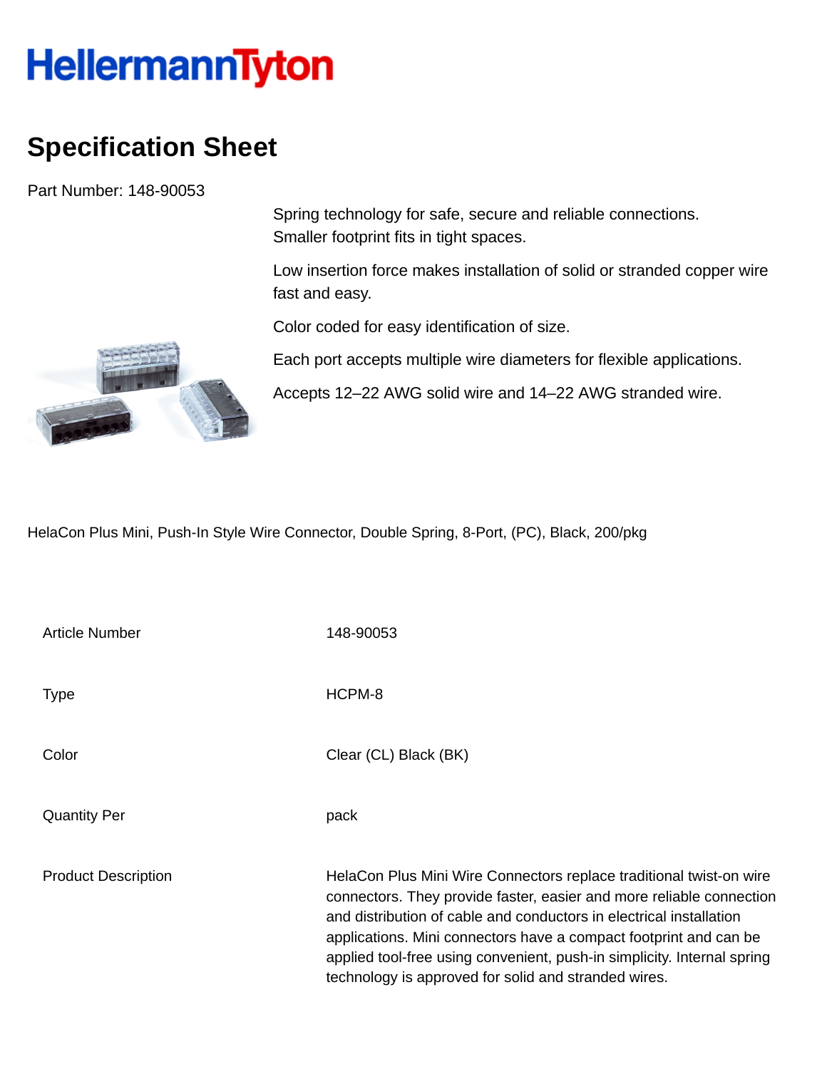# HellermannTyton

## Specification Sheet

Part Number: 148-90053

Spring technology for safe, secure and reliable connections.
Smaller footprint fits in tight spaces.

Low insertion force makes installation of solid or stranded copper wire fast and easy.

Color coded for easy identification of size.

Each port accepts multiple wire diameters for flexible applications.

Accepts 12–22 AWG solid wire and 14–22 AWG stranded wire.

HelaCon Plus Mini, Push-In Style Wire Connector, Double Spring, 8-Port, (PC), Black, 200/pkg

| | |
|---|---|
| Article Number | 148-90053 |
| Type | HCPM-8 |
| Color | Clear (CL) Black (BK) |
| Quantity Per | pack |
| Product Description | HelaCon Plus Mini Wire Connectors replace traditional twist-on wire connectors. They provide faster, easier and more reliable connection and distribution of cable and conductors in electrical installation applications. Mini connectors have a compact footprint and can be applied tool-free using convenient, push-in simplicity. Internal spring technology is approved for solid and stranded wires. |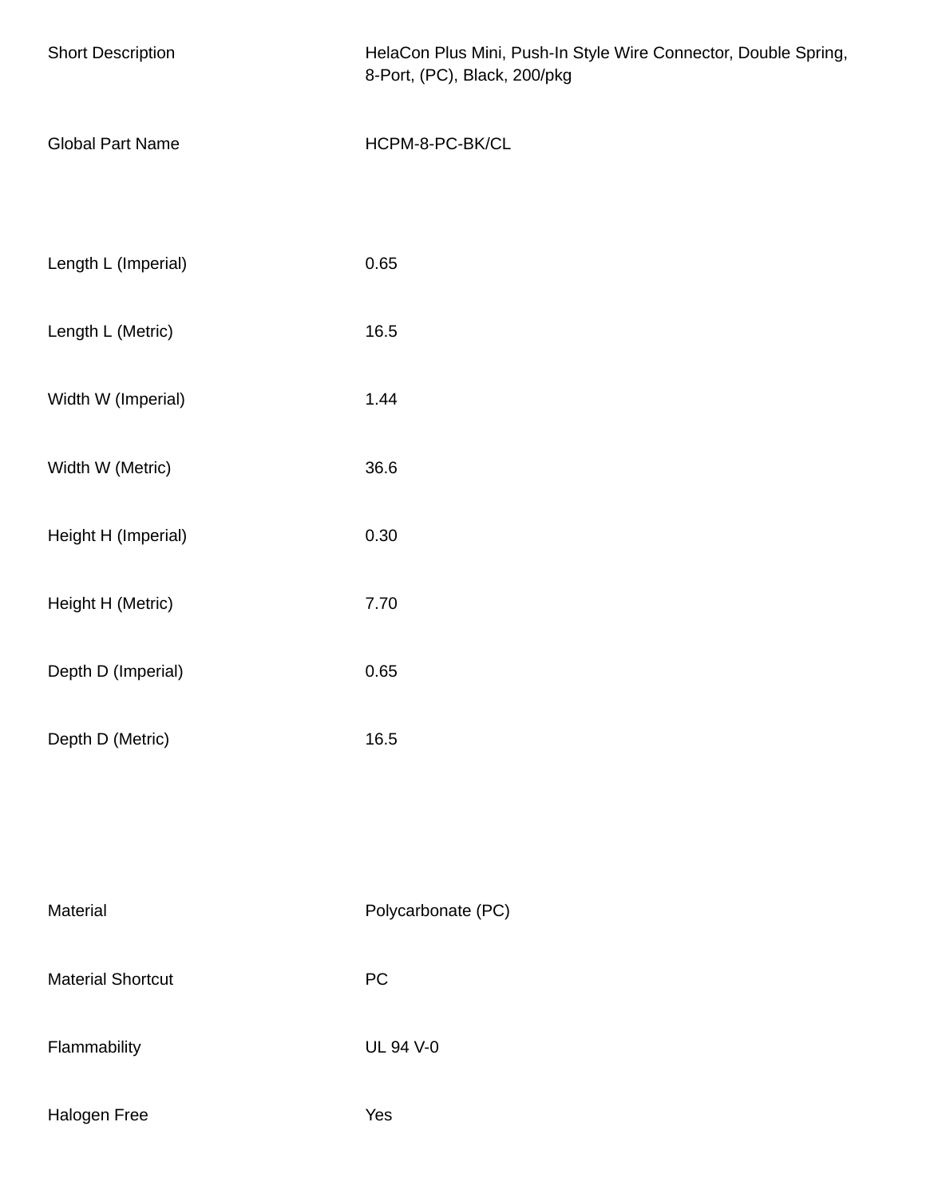| | |
|---|---|
| Short Description | HelaCon Plus Mini, Push-In Style Wire Connector, Double Spring, 8-Port, (PC), Black, 200/pkg |
| Global Part Name | HCPM-8-PC-BK/CL |

| | |
|---|---|
| Length L (Imperial) | 0.65 |
| Length L (Metric) | 16.5 |
| Width W (Imperial) | 1.44 |
| Width W (Metric) | 36.6 |
| Height H (Imperial) | 0.30 |
| Height H (Metric) | 7.70 |
| Depth D (Imperial) | 0.65 |
| Depth D (Metric) | 16.5 |

| | |
|---|---|
| Material | Polycarbonate (PC) |
| Material Shortcut | PC |
| Flammability | UL 94 V-0 |
| Halogen Free | Yes |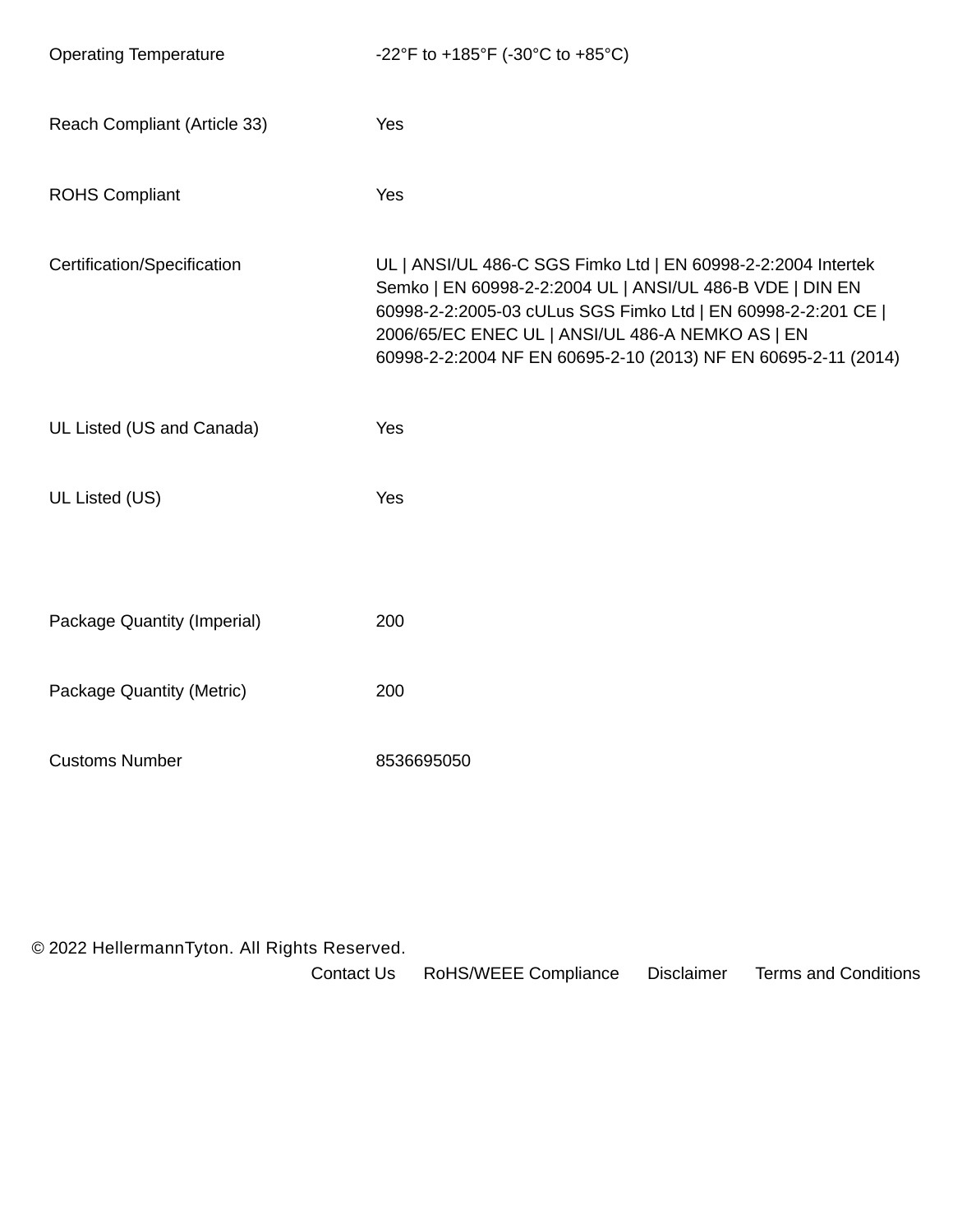| | |
|---|---|
| Operating Temperature | -22°F to +185°F (-30°C to +85°C) |
| Reach Compliant (Article 33) | Yes |
| ROHS Compliant | Yes |
| Certification/Specification | UL \| ANSI/UL 486-C SGS Fimko Ltd \| EN 60998-2-2:2004 Intertek Semko \| EN 60998-2-2:2004 UL \| ANSI/UL 486-B VDE \| DIN EN 60998-2-2:2005-03 cULus SGS Fimko Ltd \| EN 60998-2-2:201 CE \| 2006/65/EC ENEC UL \| ANSI/UL 486-A NEMKO AS \| EN 60998-2-2:2004 NF EN 60695-2-10 (2013) NF EN 60695-2-11 (2014) |
| UL Listed (US and Canada) | Yes |
| UL Listed (US) | Yes |
| Package Quantity (Imperial) | 200 |
| Package Quantity (Metric) | 200 |
| Customs Number | 8536695050 |

© 2022 HellermannTyton. All Rights Reserved.

Contact Us RoHS/WEEE Compliance Disclaimer Terms and Conditions